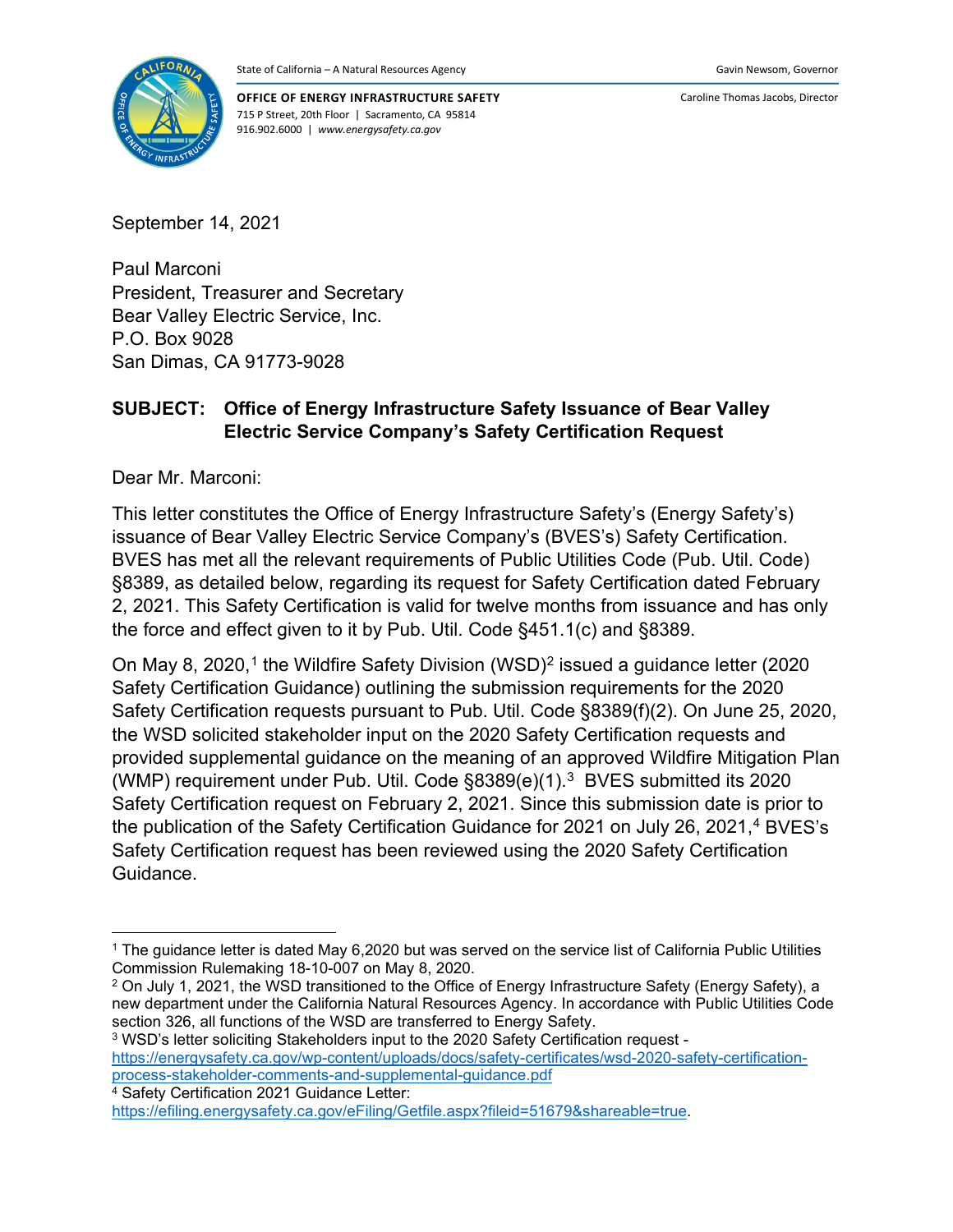State of California – A Natural Resources Agency

Gavin Newsom, Governor

**OFFICE OF ENERGY INFRASTRUCTURE SAFETY**
715 P Street, 20th Floor | Sacramento, CA 95814
916.902.6000 | *www.energysafety.ca.gov*

Caroline Thomas Jacobs, Director

September 14, 2021

Paul Marconi
President, Treasurer and Secretary
Bear Valley Electric Service, Inc.
P.O. Box 9028
San Dimas, CA 91773-9028

**SUBJECT: Office of Energy Infrastructure Safety Issuance of Bear Valley Electric Service Company's Safety Certification Request**

Dear Mr. Marconi:

This letter constitutes the Office of Energy Infrastructure Safety's (Energy Safety's) issuance of Bear Valley Electric Service Company's (BVES's) Safety Certification. BVES has met all the relevant requirements of Public Utilities Code (Pub. Util. Code) §8389, as detailed below, regarding its request for Safety Certification dated February 2, 2021. This Safety Certification is valid for twelve months from issuance and has only the force and effect given to it by Pub. Util. Code §451.1(c) and §8389.

On May 8, 2020,[1] the Wildfire Safety Division (WSD)[2] issued a guidance letter (2020 Safety Certification Guidance) outlining the submission requirements for the 2020 Safety Certification requests pursuant to Pub. Util. Code §8389(f)(2). On June 25, 2020, the WSD solicited stakeholder input on the 2020 Safety Certification requests and provided supplemental guidance on the meaning of an approved Wildfire Mitigation Plan (WMP) requirement under Pub. Util. Code §8389(e)(1).[3] BVES submitted its 2020 Safety Certification request on February 2, 2021. Since this submission date is prior to the publication of the Safety Certification Guidance for 2021 on July 26, 2021,[4] BVES's Safety Certification request has been reviewed using the 2020 Safety Certification Guidance.

---

[1] The guidance letter is dated May 6,2020 but was served on the service list of California Public Utilities Commission Rulemaking 18-10-007 on May 8, 2020.

[2] On July 1, 2021, the WSD transitioned to the Office of Energy Infrastructure Safety (Energy Safety), a new department under the California Natural Resources Agency. In accordance with Public Utilities Code section 326, all functions of the WSD are transferred to Energy Safety.

[3] WSD's letter soliciting Stakeholders input to the 2020 Safety Certification request - https://energysafety.ca.gov/wp-content/uploads/docs/safety-certificates/wsd-2020-safety-certification-process-stakeholder-comments-and-supplemental-guidance.pdf

[4] Safety Certification 2021 Guidance Letter: https://efiling.energysafety.ca.gov/eFiling/Getfile.aspx?fileid=51679&shareable=true.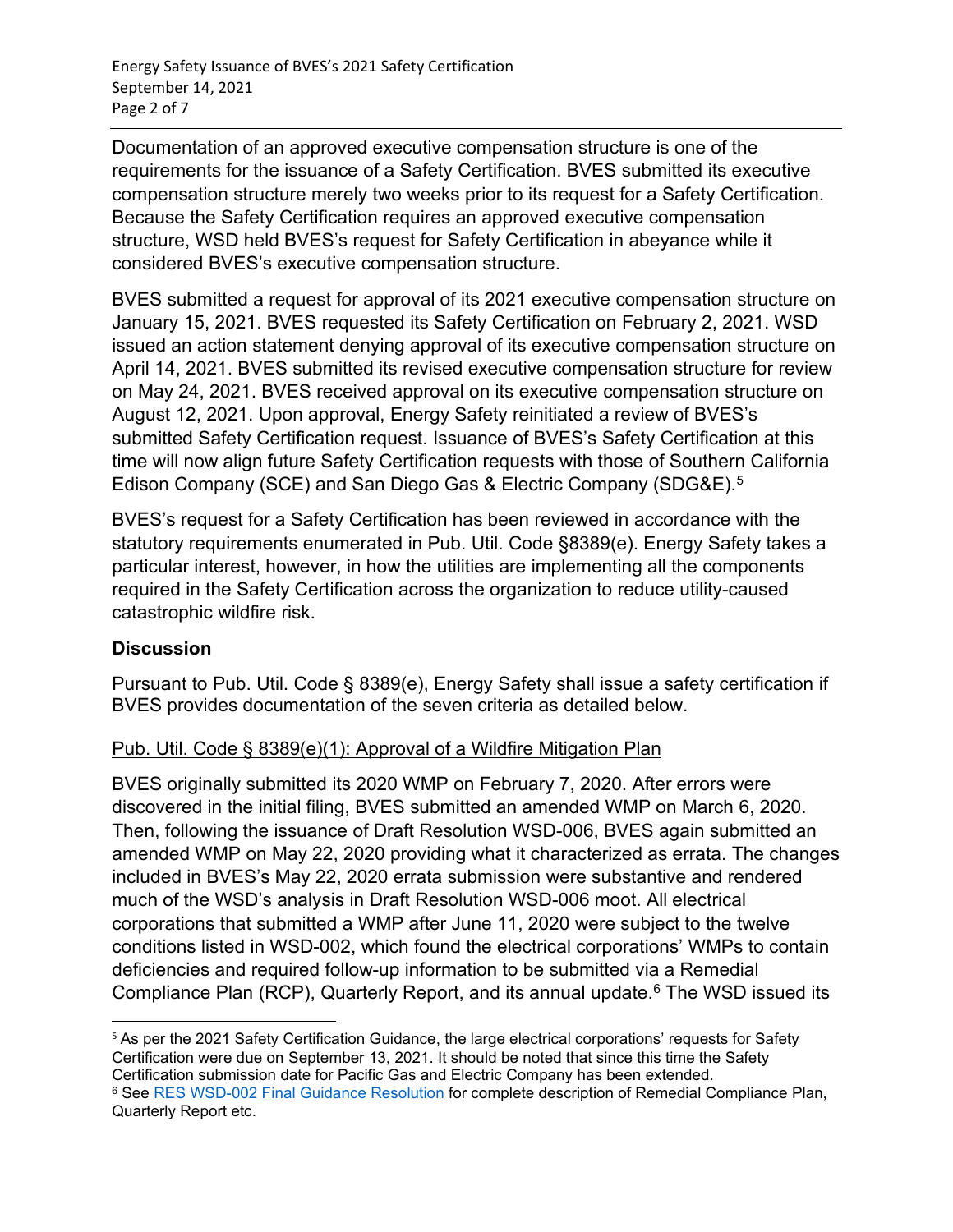Documentation of an approved executive compensation structure is one of the requirements for the issuance of a Safety Certification. BVES submitted its executive compensation structure merely two weeks prior to its request for a Safety Certification. Because the Safety Certification requires an approved executive compensation structure, WSD held BVES's request for Safety Certification in abeyance while it considered BVES's executive compensation structure.

BVES submitted a request for approval of its 2021 executive compensation structure on January 15, 2021. BVES requested its Safety Certification on February 2, 2021. WSD issued an action statement denying approval of its executive compensation structure on April 14, 2021. BVES submitted its revised executive compensation structure for review on May 24, 2021. BVES received approval on its executive compensation structure on August 12, 2021. Upon approval, Energy Safety reinitiated a review of BVES's submitted Safety Certification request. Issuance of BVES's Safety Certification at this time will now align future Safety Certification requests with those of Southern California Edison Company (SCE) and San Diego Gas & Electric Company (SDG&E).[5]

BVES's request for a Safety Certification has been reviewed in accordance with the statutory requirements enumerated in Pub. Util. Code §8389(e). Energy Safety takes a particular interest, however, in how the utilities are implementing all the components required in the Safety Certification across the organization to reduce utility-caused catastrophic wildfire risk.

## Discussion

Pursuant to Pub. Util. Code § 8389(e), Energy Safety shall issue a safety certification if BVES provides documentation of the seven criteria as detailed below.

### Pub. Util. Code § 8389(e)(1): Approval of a Wildfire Mitigation Plan

BVES originally submitted its 2020 WMP on February 7, 2020. After errors were discovered in the initial filing, BVES submitted an amended WMP on March 6, 2020. Then, following the issuance of Draft Resolution WSD-006, BVES again submitted an amended WMP on May 22, 2020 providing what it characterized as errata. The changes included in BVES's May 22, 2020 errata submission were substantive and rendered much of the WSD's analysis in Draft Resolution WSD-006 moot. All electrical corporations that submitted a WMP after June 11, 2020 were subject to the twelve conditions listed in WSD-002, which found the electrical corporations' WMPs to contain deficiencies and required follow-up information to be submitted via a Remedial Compliance Plan (RCP), Quarterly Report, and its annual update.[6] The WSD issued its

[5] As per the 2021 Safety Certification Guidance, the large electrical corporations' requests for Safety Certification were due on September 13, 2021. It should be noted that since this time the Safety Certification submission date for Pacific Gas and Electric Company has been extended.

[6] See RES WSD-002 Final Guidance Resolution for complete description of Remedial Compliance Plan, Quarterly Report etc.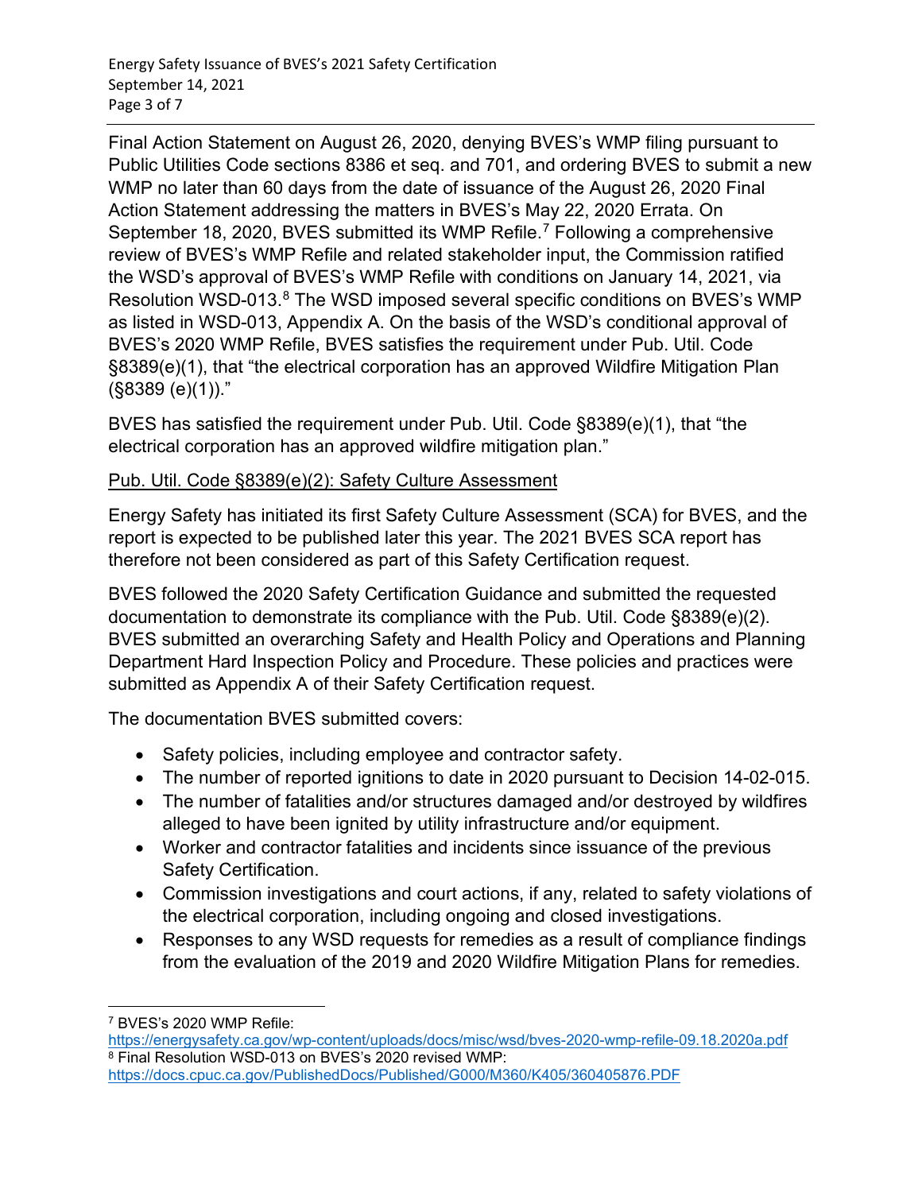Final Action Statement on August 26, 2020, denying BVES's WMP filing pursuant to Public Utilities Code sections 8386 et seq. and 701, and ordering BVES to submit a new WMP no later than 60 days from the date of issuance of the August 26, 2020 Final Action Statement addressing the matters in BVES's May 22, 2020 Errata. On September 18, 2020, BVES submitted its WMP Refile.[7] Following a comprehensive review of BVES's WMP Refile and related stakeholder input, the Commission ratified the WSD's approval of BVES's WMP Refile with conditions on January 14, 2021, via Resolution WSD-013.[8] The WSD imposed several specific conditions on BVES's WMP as listed in WSD-013, Appendix A. On the basis of the WSD's conditional approval of BVES's 2020 WMP Refile, BVES satisfies the requirement under Pub. Util. Code §8389(e)(1), that "the electrical corporation has an approved Wildfire Mitigation Plan (§8389 (e)(1))."

BVES has satisfied the requirement under Pub. Util. Code §8389(e)(1), that "the electrical corporation has an approved wildfire mitigation plan."

Pub. Util. Code §8389(e)(2): Safety Culture Assessment

Energy Safety has initiated its first Safety Culture Assessment (SCA) for BVES, and the report is expected to be published later this year. The 2021 BVES SCA report has therefore not been considered as part of this Safety Certification request.

BVES followed the 2020 Safety Certification Guidance and submitted the requested documentation to demonstrate its compliance with the Pub. Util. Code §8389(e)(2). BVES submitted an overarching Safety and Health Policy and Operations and Planning Department Hard Inspection Policy and Procedure. These policies and practices were submitted as Appendix A of their Safety Certification request.

The documentation BVES submitted covers:

- Safety policies, including employee and contractor safety.
- The number of reported ignitions to date in 2020 pursuant to Decision 14-02-015.
- The number of fatalities and/or structures damaged and/or destroyed by wildfires alleged to have been ignited by utility infrastructure and/or equipment.
- Worker and contractor fatalities and incidents since issuance of the previous Safety Certification.
- Commission investigations and court actions, if any, related to safety violations of the electrical corporation, including ongoing and closed investigations.
- Responses to any WSD requests for remedies as a result of compliance findings from the evaluation of the 2019 and 2020 Wildfire Mitigation Plans for remedies.

---

[7] BVES's 2020 WMP Refile: https://energysafety.ca.gov/wp-content/uploads/docs/misc/wsd/bves-2020-wmp-refile-09.18.2020a.pdf

[8] Final Resolution WSD-013 on BVES's 2020 revised WMP: https://docs.cpuc.ca.gov/PublishedDocs/Published/G000/M360/K405/360405876.PDF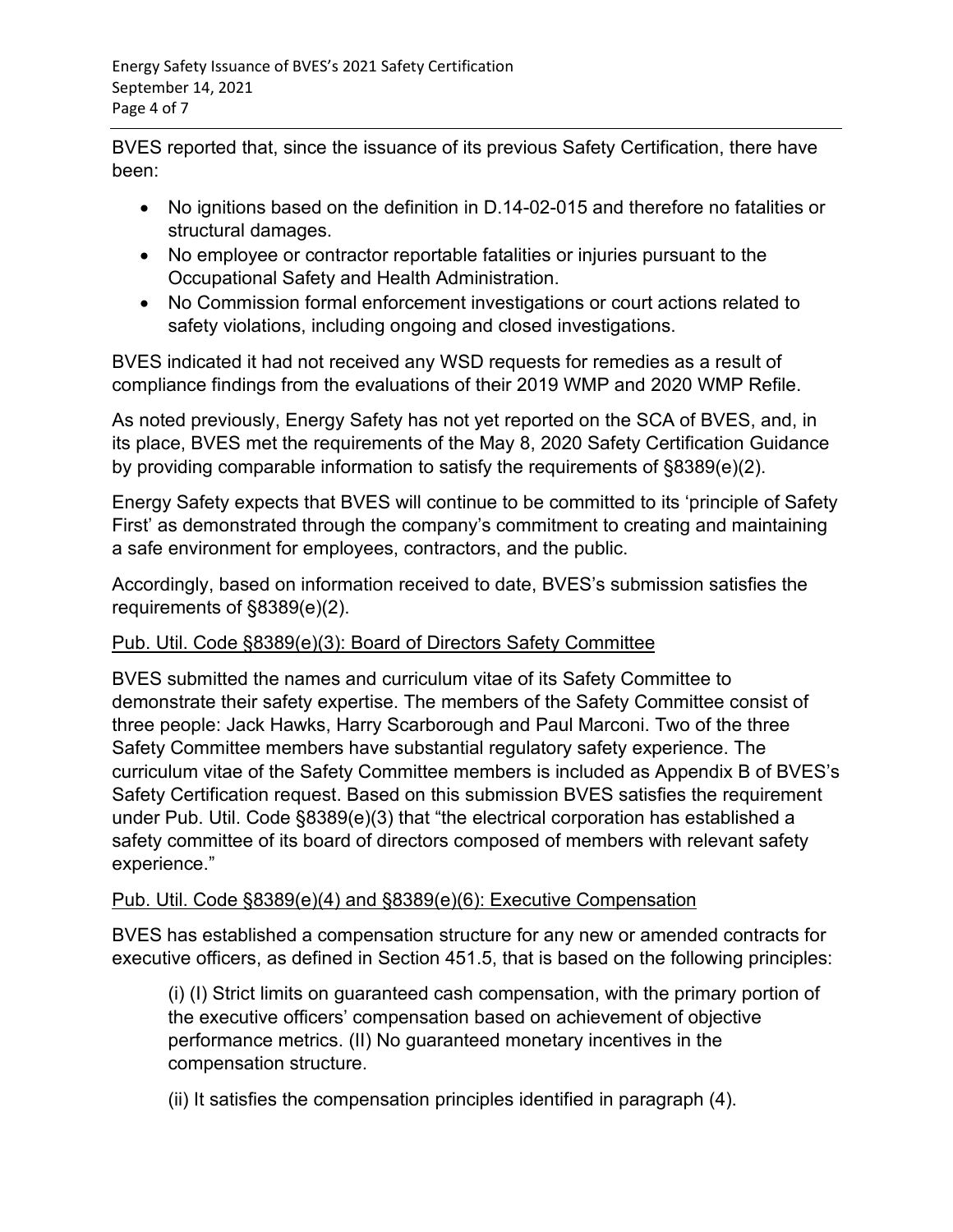BVES reported that, since the issuance of its previous Safety Certification, there have been:

- No ignitions based on the definition in D.14-02-015 and therefore no fatalities or structural damages.
- No employee or contractor reportable fatalities or injuries pursuant to the Occupational Safety and Health Administration.
- No Commission formal enforcement investigations or court actions related to safety violations, including ongoing and closed investigations.

BVES indicated it had not received any WSD requests for remedies as a result of compliance findings from the evaluations of their 2019 WMP and 2020 WMP Refile.

As noted previously, Energy Safety has not yet reported on the SCA of BVES, and, in its place, BVES met the requirements of the May 8, 2020 Safety Certification Guidance by providing comparable information to satisfy the requirements of §8389(e)(2).

Energy Safety expects that BVES will continue to be committed to its 'principle of Safety First' as demonstrated through the company's commitment to creating and maintaining a safe environment for employees, contractors, and the public.

Accordingly, based on information received to date, BVES's submission satisfies the requirements of §8389(e)(2).

Pub. Util. Code §8389(e)(3): Board of Directors Safety Committee

BVES submitted the names and curriculum vitae of its Safety Committee to demonstrate their safety expertise. The members of the Safety Committee consist of three people: Jack Hawks, Harry Scarborough and Paul Marconi. Two of the three Safety Committee members have substantial regulatory safety experience. The curriculum vitae of the Safety Committee members is included as Appendix B of BVES's Safety Certification request. Based on this submission BVES satisfies the requirement under Pub. Util. Code §8389(e)(3) that "the electrical corporation has established a safety committee of its board of directors composed of members with relevant safety experience."

Pub. Util. Code §8389(e)(4) and §8389(e)(6): Executive Compensation

BVES has established a compensation structure for any new or amended contracts for executive officers, as defined in Section 451.5, that is based on the following principles:

> (i) (I) Strict limits on guaranteed cash compensation, with the primary portion of the executive officers' compensation based on achievement of objective performance metrics. (II) No guaranteed monetary incentives in the compensation structure.
>
> (ii) It satisfies the compensation principles identified in paragraph (4).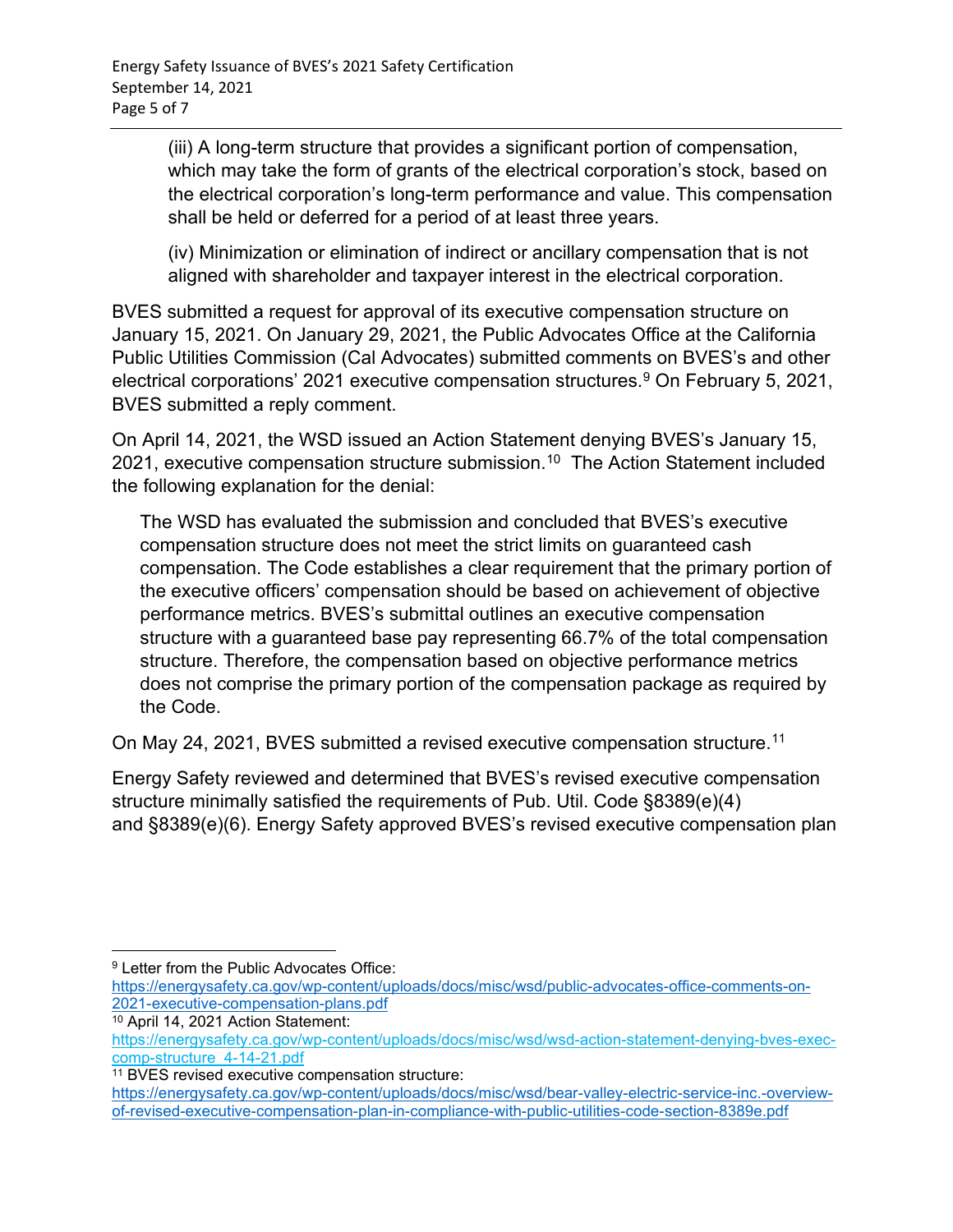(iii) A long-term structure that provides a significant portion of compensation, which may take the form of grants of the electrical corporation's stock, based on the electrical corporation's long-term performance and value. This compensation shall be held or deferred for a period of at least three years.

(iv) Minimization or elimination of indirect or ancillary compensation that is not aligned with shareholder and taxpayer interest in the electrical corporation.

BVES submitted a request for approval of its executive compensation structure on January 15, 2021. On January 29, 2021, the Public Advocates Office at the California Public Utilities Commission (Cal Advocates) submitted comments on BVES's and other electrical corporations' 2021 executive compensation structures.[9] On February 5, 2021, BVES submitted a reply comment.

On April 14, 2021, the WSD issued an Action Statement denying BVES's January 15, 2021, executive compensation structure submission.[10] The Action Statement included the following explanation for the denial:

> The WSD has evaluated the submission and concluded that BVES's executive compensation structure does not meet the strict limits on guaranteed cash compensation. The Code establishes a clear requirement that the primary portion of the executive officers' compensation should be based on achievement of objective performance metrics. BVES's submittal outlines an executive compensation structure with a guaranteed base pay representing 66.7% of the total compensation structure. Therefore, the compensation based on objective performance metrics does not comprise the primary portion of the compensation package as required by the Code.

On May 24, 2021, BVES submitted a revised executive compensation structure.[11]

Energy Safety reviewed and determined that BVES's revised executive compensation structure minimally satisfied the requirements of Pub. Util. Code §8389(e)(4) and §8389(e)(6). Energy Safety approved BVES's revised executive compensation plan

---

[9] Letter from the Public Advocates Office: https://energysafety.ca.gov/wp-content/uploads/docs/misc/wsd/public-advocates-office-comments-on-2021-executive-compensation-plans.pdf

[10] April 14, 2021 Action Statement: https://energysafety.ca.gov/wp-content/uploads/docs/misc/wsd/wsd-action-statement-denying-bves-exec-comp-structure_4-14-21.pdf

[11] BVES revised executive compensation structure: https://energysafety.ca.gov/wp-content/uploads/docs/misc/wsd/bear-valley-electric-service-inc.-overview-of-revised-executive-compensation-plan-in-compliance-with-public-utilities-code-section-8389e.pdf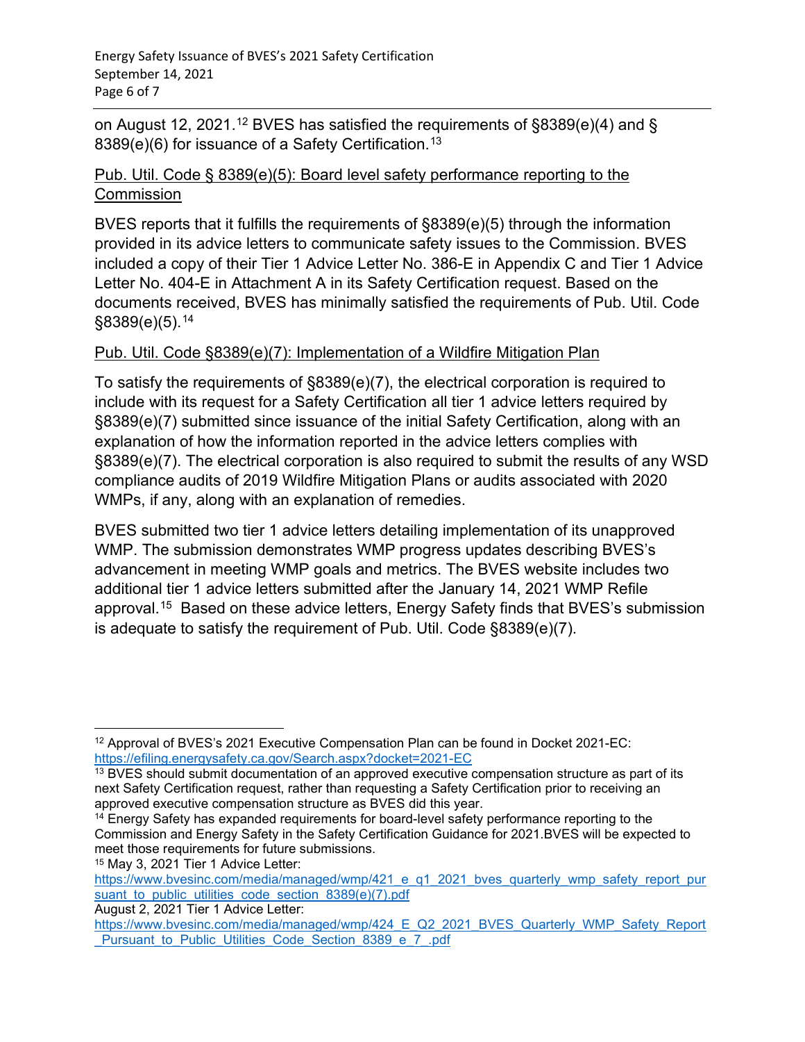on August 12, 2021.[12] BVES has satisfied the requirements of §8389(e)(4) and § 8389(e)(6) for issuance of a Safety Certification.[13]

Pub. Util. Code § 8389(e)(5): Board level safety performance reporting to the Commission

BVES reports that it fulfills the requirements of §8389(e)(5) through the information provided in its advice letters to communicate safety issues to the Commission. BVES included a copy of their Tier 1 Advice Letter No. 386-E in Appendix C and Tier 1 Advice Letter No. 404-E in Attachment A in its Safety Certification request. Based on the documents received, BVES has minimally satisfied the requirements of Pub. Util. Code §8389(e)(5).[14]

Pub. Util. Code §8389(e)(7): Implementation of a Wildfire Mitigation Plan

To satisfy the requirements of §8389(e)(7), the electrical corporation is required to include with its request for a Safety Certification all tier 1 advice letters required by §8389(e)(7) submitted since issuance of the initial Safety Certification, along with an explanation of how the information reported in the advice letters complies with §8389(e)(7). The electrical corporation is also required to submit the results of any WSD compliance audits of 2019 Wildfire Mitigation Plans or audits associated with 2020 WMPs, if any, along with an explanation of remedies.

BVES submitted two tier 1 advice letters detailing implementation of its unapproved WMP. The submission demonstrates WMP progress updates describing BVES's advancement in meeting WMP goals and metrics. The BVES website includes two additional tier 1 advice letters submitted after the January 14, 2021 WMP Refile approval.[15] Based on these advice letters, Energy Safety finds that BVES's submission is adequate to satisfy the requirement of Pub. Util. Code §8389(e)(7).

---

[12] Approval of BVES's 2021 Executive Compensation Plan can be found in Docket 2021-EC: https://efiling.energysafety.ca.gov/Search.aspx?docket=2021-EC

[13] BVES should submit documentation of an approved executive compensation structure as part of its next Safety Certification request, rather than requesting a Safety Certification prior to receiving an approved executive compensation structure as BVES did this year.

[14] Energy Safety has expanded requirements for board-level safety performance reporting to the Commission and Energy Safety in the Safety Certification Guidance for 2021.BVES will be expected to meet those requirements for future submissions.

[15] May 3, 2021 Tier 1 Advice Letter:
https://www.bvesinc.com/media/managed/wmp/421_e_q1_2021_bves_quarterly_wmp_safety_report_pursuant_to_public_utilities_code_section_8389(e)(7).pdf
August 2, 2021 Tier 1 Advice Letter:
https://www.bvesinc.com/media/managed/wmp/424_E_Q2_2021_BVES_Quarterly_WMP_Safety_Report_Pursuant_to_Public_Utilities_Code_Section_8389_e_7_.pdf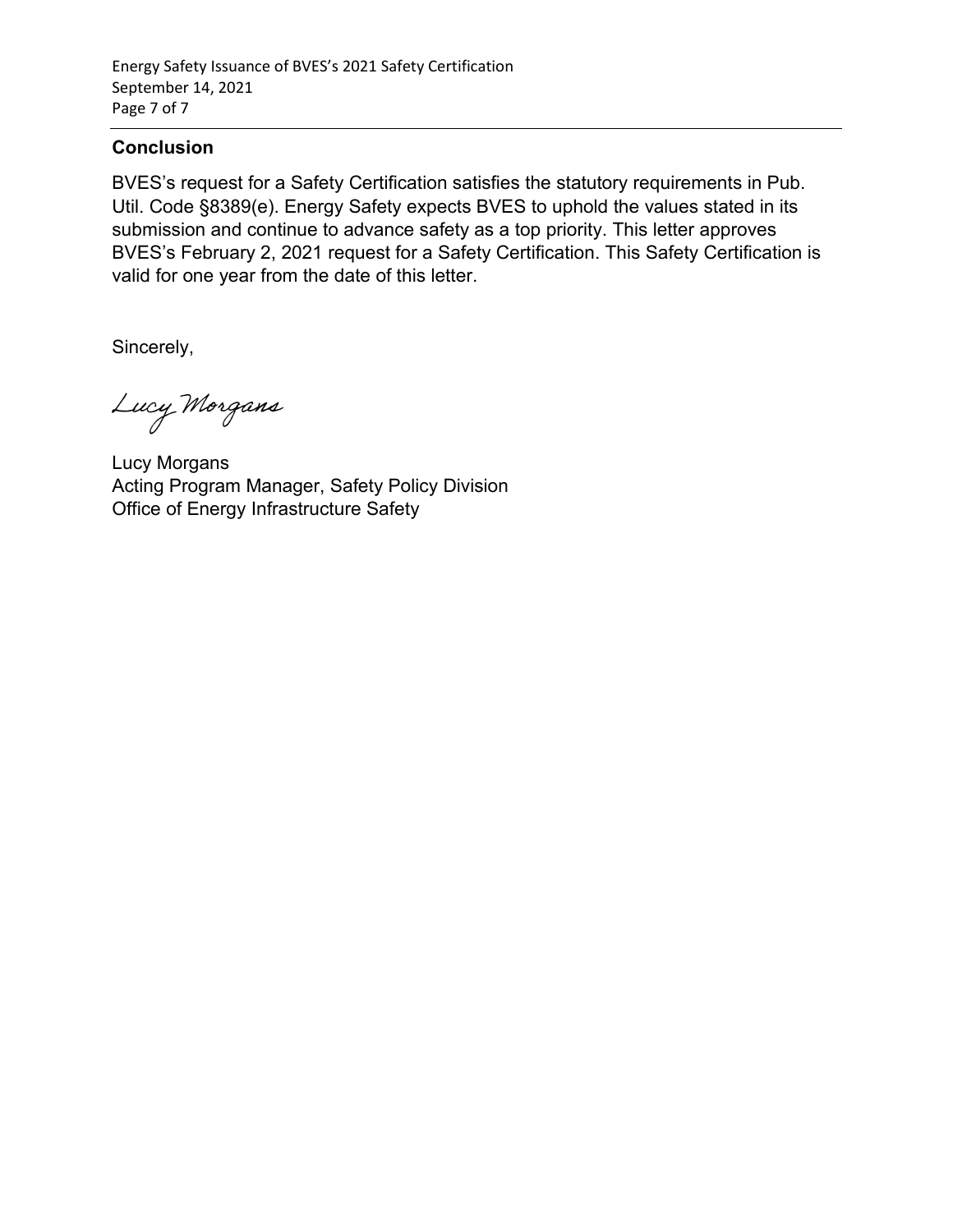## Conclusion

BVES's request for a Safety Certification satisfies the statutory requirements in Pub. Util. Code §8389(e). Energy Safety expects BVES to uphold the values stated in its submission and continue to advance safety as a top priority. This letter approves BVES's February 2, 2021 request for a Safety Certification. This Safety Certification is valid for one year from the date of this letter.

Sincerely,

Lucy Morgans

Lucy Morgans
Acting Program Manager, Safety Policy Division
Office of Energy Infrastructure Safety